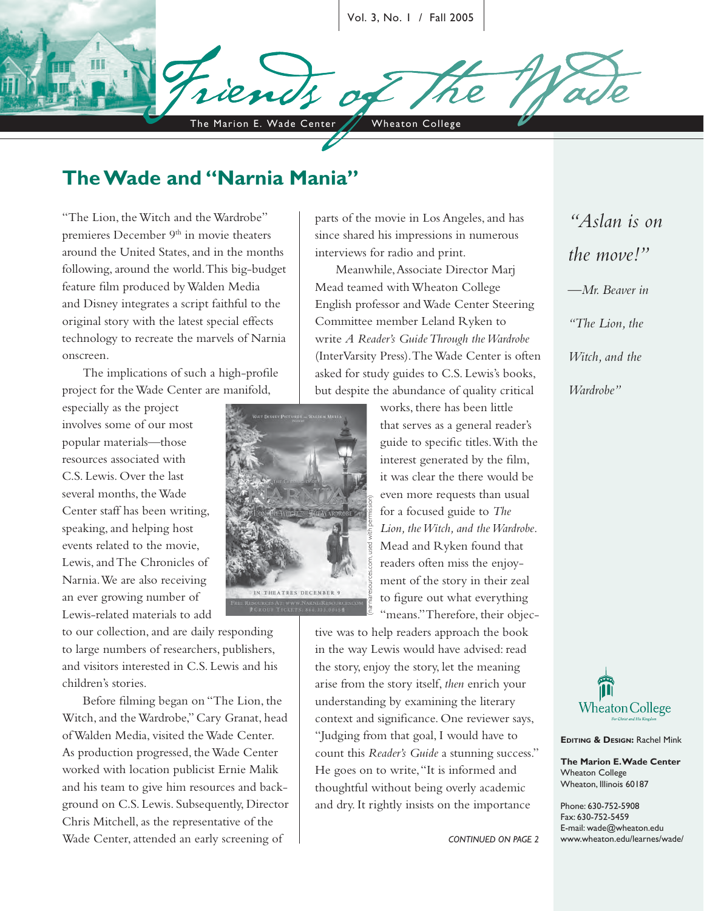# Friends of the Wade

The Marion E. Wade Center — Wheaton College

Vol. 3, No. 1 / Fall 2005

## The Wade and "Narnia Mania"

"The Lion, the Witch and the Wardrobe" premieres December 9th in movie theaters around the United States, and in the months following, around the world. This big-budget feature film produced by Walden Media and Disney integrates a script faithful to the original story with the latest special effects technology to recreate the marvels of Narnia onscreen.

The implications of such a high-profile project for the Wade Center are manifold, especially as the project involves some of our most popular materials—those resources associated with C.S. Lewis. Over the last several months, the Wade Center staff has been writing, speaking, and helping host events related to the movie, Lewis, and The Chronicles of Narnia. We are also receiving an ever growing number of Lewis-related materials to add to our collection, and are daily responding to large numbers of researchers, publishers, and visitors interested in C.S. Lewis and his children's stories.

Before filming began on "The Lion, the Witch, and the Wardrobe," Cary Granat, head of Walden Media, visited the Wade Center. As production progressed, the Wade Center worked with location publicist Ernie Malik and his team to give him resources and background on C.S. Lewis. Subsequently, Director Chris Mitchell, as the representative of the Wade Center, attended an early screening of parts of the movie in Los Angeles, and has since shared his impressions in numerous interviews for radio and print.

Meanwhile, Associate Director Marj Mead teamed with Wheaton College English professor and Wade Center Steering Committee member Leland Ryken to write *A Reader's Guide Through the Wardrobe* (InterVarsity Press). The Wade Center is often asked for study guides to C.S. Lewis's books, but despite the abundance of quality critical works, there has been little that serves as a general reader's guide to specific titles. With the interest generated by the film, it was clear the there would be even more requests than usual for a focused guide to *The Lion, the Witch, and the Wardrobe*. Mead and Ryken found that readers often miss the enjoyment of the story in their zeal to figure out what everything "means." Therefore, their objective was to help readers approach the book in the way Lewis would have advised: read the story, enjoy the story, let the meaning arise from the story itself, *then* enrich your understanding by examining the literary context and significance. One reviewer says, "Judging from that goal, I would have to count this *Reader's Guide* a stunning success." He goes on to write, "It is informed and thoughtful without being overly academic and dry. It rightly insists on the importance

*CONTINUED ON PAGE 2*

(narniaresources.com, used with permission)

*"Aslan is on the move!" —Mr. Beaver in "The Lion, the Witch, and the Wardrobe"*

Wheaton College

**Editing & Design:** Rachel Mink

**The Marion E. Wade Center**
Wheaton College
Wheaton, Illinois 60187

Phone: 630-752-5908
Fax: 630-752-5459
E-mail: wade@wheaton.edu
www.wheaton.edu/learnes/wade/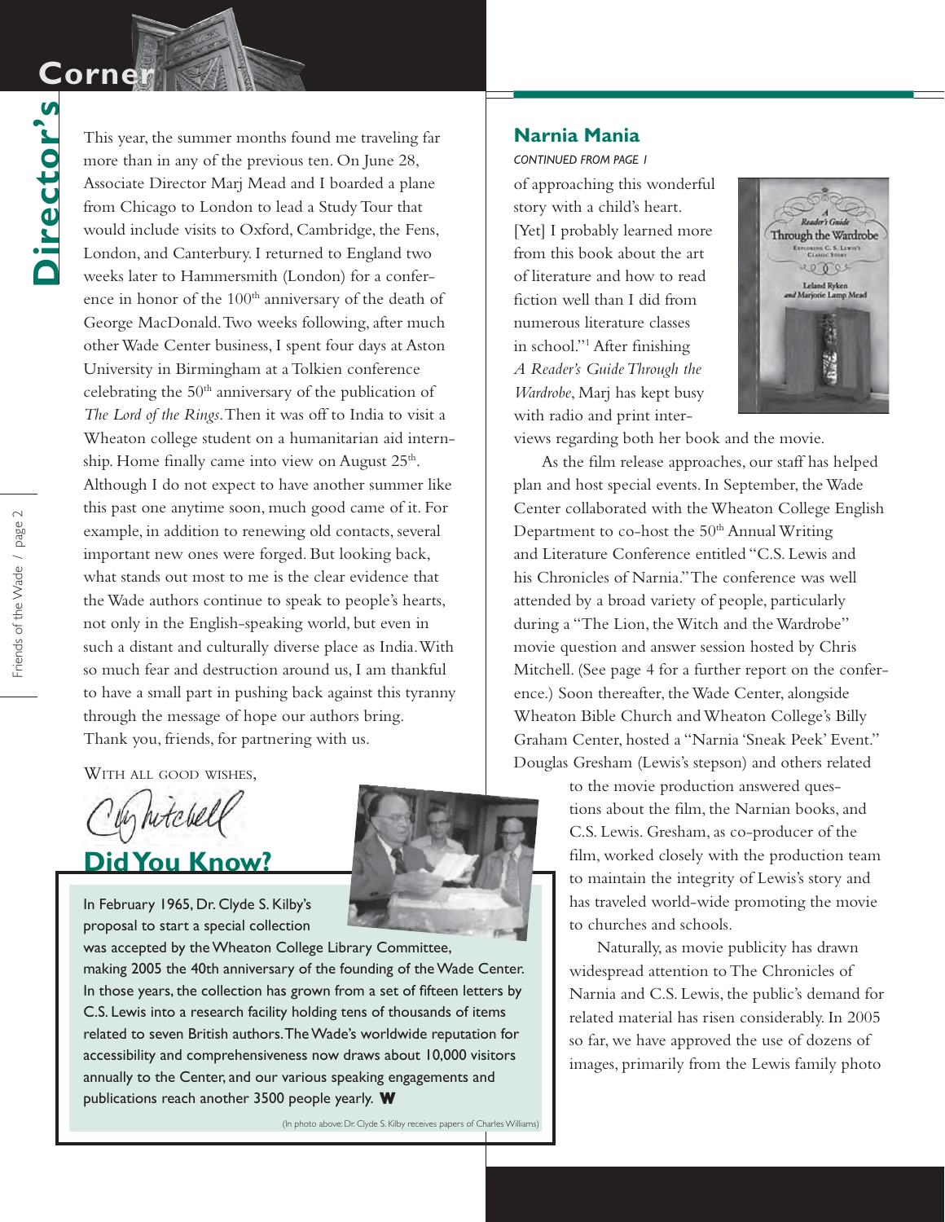# Director's Corner

This year, the summer months found me traveling far more than in any of the previous ten. On June 28, Associate Director Marj Mead and I boarded a plane from Chicago to London to lead a Study Tour that would include visits to Oxford, Cambridge, the Fens, London, and Canterbury. I returned to England two weeks later to Hammersmith (London) for a conference in honor of the 100th anniversary of the death of George MacDonald. Two weeks following, after much other Wade Center business, I spent four days at Aston University in Birmingham at a Tolkien conference celebrating the 50th anniversary of the publication of *The Lord of the Rings*. Then it was off to India to visit a Wheaton college student on a humanitarian aid internship. Home finally came into view on August 25th. Although I do not expect to have another summer like this past one anytime soon, much good came of it. For example, in addition to renewing old contacts, several important new ones were forged. But looking back, what stands out most to me is the clear evidence that the Wade authors continue to speak to people's hearts, not only in the English-speaking world, but even in such a distant and culturally diverse place as India. With so much fear and destruction around us, I am thankful to have a small part in pushing back against this tyranny through the message of hope our authors bring. Thank you, friends, for partnering with us.

With all good wishes,

Chris Mitchell

## Did You Know?

In February 1965, Dr. Clyde S. Kilby's proposal to start a special collection was accepted by the Wheaton College Library Committee, making 2005 the 40th anniversary of the founding of the Wade Center. In those years, the collection has grown from a set of fifteen letters by C.S. Lewis into a research facility holding tens of thousands of items related to seven British authors. The Wade's worldwide reputation for accessibility and comprehensiveness now draws about 10,000 visitors annually to the Center, and our various speaking engagements and publications reach another 3500 people yearly. **W**

(In photo above: Dr. Clyde S. Kilby receives papers of Charles Williams)

## Narnia Mania

*CONTINUED FROM PAGE 1*

of approaching this wonderful story with a child's heart. [Yet] I probably learned more from this book about the art of literature and how to read fiction well than I did from numerous literature classes in school."[1] After finishing *A Reader's Guide Through the Wardrobe*, Marj has kept busy with radio and print interviews regarding both her book and the movie.

As the film release approaches, our staff has helped plan and host special events. In September, the Wade Center collaborated with the Wheaton College English Department to co-host the 50th Annual Writing and Literature Conference entitled "C.S. Lewis and his Chronicles of Narnia." The conference was well attended by a broad variety of people, particularly during a "The Lion, the Witch and the Wardrobe" movie question and answer session hosted by Chris Mitchell. (See page 4 for a further report on the conference.) Soon thereafter, the Wade Center, alongside Wheaton Bible Church and Wheaton College's Billy Graham Center, hosted a "Narnia 'Sneak Peek' Event." Douglas Gresham (Lewis's stepson) and others related to the movie production answered questions about the film, the Narnian books, and C.S. Lewis. Gresham, as co-producer of the film, worked closely with the production team to maintain the integrity of Lewis's story and has traveled world-wide promoting the movie to churches and schools.

Naturally, as movie publicity has drawn widespread attention to The Chronicles of Narnia and C.S. Lewis, the public's demand for related material has risen considerably. In 2005 so far, we have approved the use of dozens of images, primarily from the Lewis family photo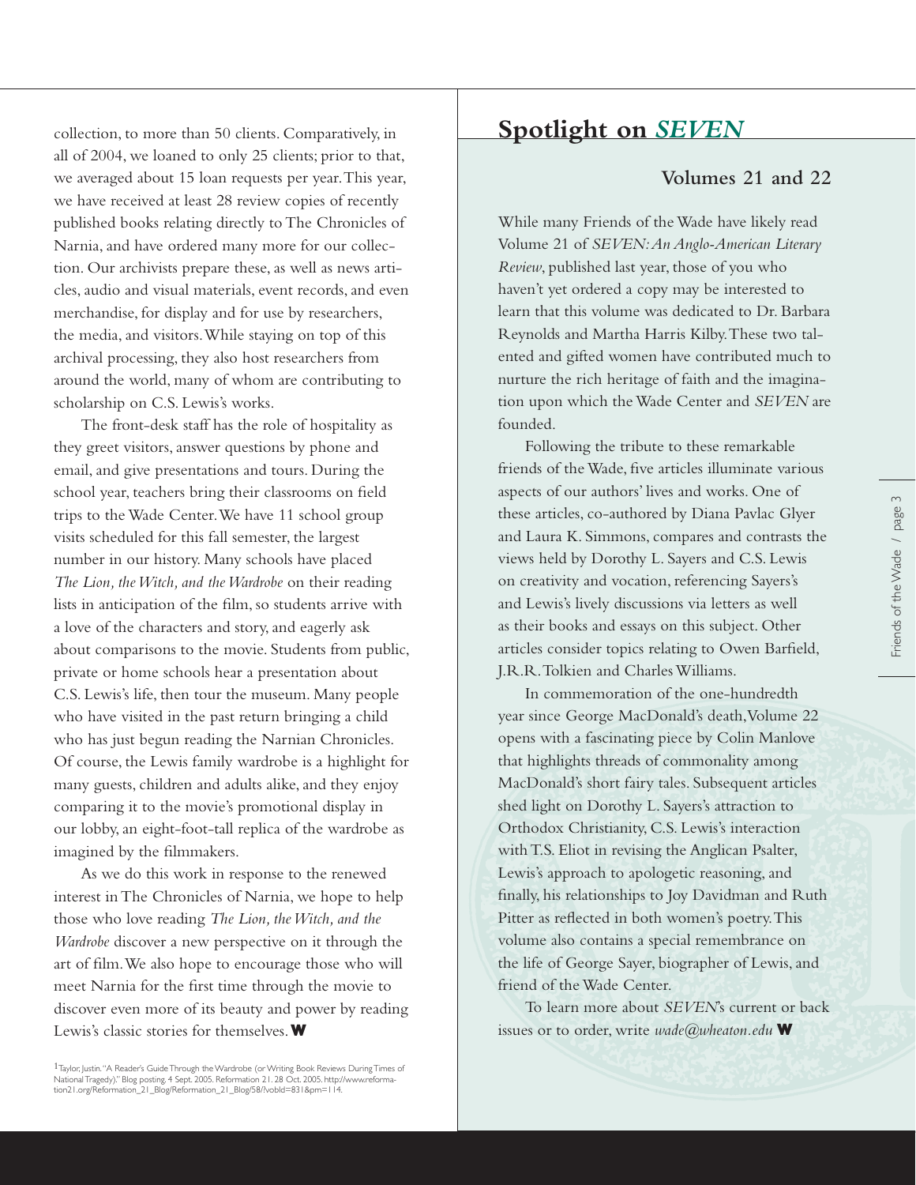collection, to more than 50 clients. Comparatively, in all of 2004, we loaned to only 25 clients; prior to that, we averaged about 15 loan requests per year. This year, we have received at least 28 review copies of recently published books relating directly to The Chronicles of Narnia, and have ordered many more for our collection. Our archivists prepare these, as well as news articles, audio and visual materials, event records, and even merchandise, for display and for use by researchers, the media, and visitors. While staying on top of this archival processing, they also host researchers from around the world, many of whom are contributing to scholarship on C.S. Lewis's works.

The front-desk staff has the role of hospitality as they greet visitors, answer questions by phone and email, and give presentations and tours. During the school year, teachers bring their classrooms on field trips to the Wade Center. We have 11 school group visits scheduled for this fall semester, the largest number in our history. Many schools have placed *The Lion, the Witch, and the Wardrobe* on their reading lists in anticipation of the film, so students arrive with a love of the characters and story, and eagerly ask about comparisons to the movie. Students from public, private or home schools hear a presentation about C.S. Lewis's life, then tour the museum. Many people who have visited in the past return bringing a child who has just begun reading the Narnian Chronicles. Of course, the Lewis family wardrobe is a highlight for many guests, children and adults alike, and they enjoy comparing it to the movie's promotional display in our lobby, an eight-foot-tall replica of the wardrobe as imagined by the filmmakers.

As we do this work in response to the renewed interest in The Chronicles of Narnia, we hope to help those who love reading *The Lion, the Witch, and the Wardrobe* discover a new perspective on it through the art of film. We also hope to encourage those who will meet Narnia for the first time through the movie to discover even more of its beauty and power by reading Lewis's classic stories for themselves. **W**

[1] Taylor, Justin. "A Reader's Guide Through the Wardrobe (or Writing Book Reviews During Times of National Tragedy)." Blog posting. 4 Sept. 2005. Reformation 21. 28 Oct. 2005. http://www.reformation21.org/Reformation_21_Blog/Reformation_21_Blog/58/?vobId=831&pm=114.

## Spotlight on *SEVEN*

### Volumes 21 and 22

While many Friends of the Wade have likely read Volume 21 of *SEVEN: An Anglo-American Literary Review*, published last year, those of you who haven't yet ordered a copy may be interested to learn that this volume was dedicated to Dr. Barbara Reynolds and Martha Harris Kilby. These two talented and gifted women have contributed much to nurture the rich heritage of faith and the imagination upon which the Wade Center and *SEVEN* are founded.

Following the tribute to these remarkable friends of the Wade, five articles illuminate various aspects of our authors' lives and works. One of these articles, co-authored by Diana Pavlac Glyer and Laura K. Simmons, compares and contrasts the views held by Dorothy L. Sayers and C.S. Lewis on creativity and vocation, referencing Sayers's and Lewis's lively discussions via letters as well as their books and essays on this subject. Other articles consider topics relating to Owen Barfield, J.R.R. Tolkien and Charles Williams.

In commemoration of the one-hundredth year since George MacDonald's death, Volume 22 opens with a fascinating piece by Colin Manlove that highlights threads of commonality among MacDonald's short fairy tales. Subsequent articles shed light on Dorothy L. Sayers's attraction to Orthodox Christianity, C.S. Lewis's interaction with T.S. Eliot in revising the Anglican Psalter, Lewis's approach to apologetic reasoning, and finally, his relationships to Joy Davidman and Ruth Pitter as reflected in both women's poetry. This volume also contains a special remembrance on the life of George Sayer, biographer of Lewis, and friend of the Wade Center.

To learn more about *SEVEN*'s current or back issues or to order, write *wade@wheaton.edu* **W**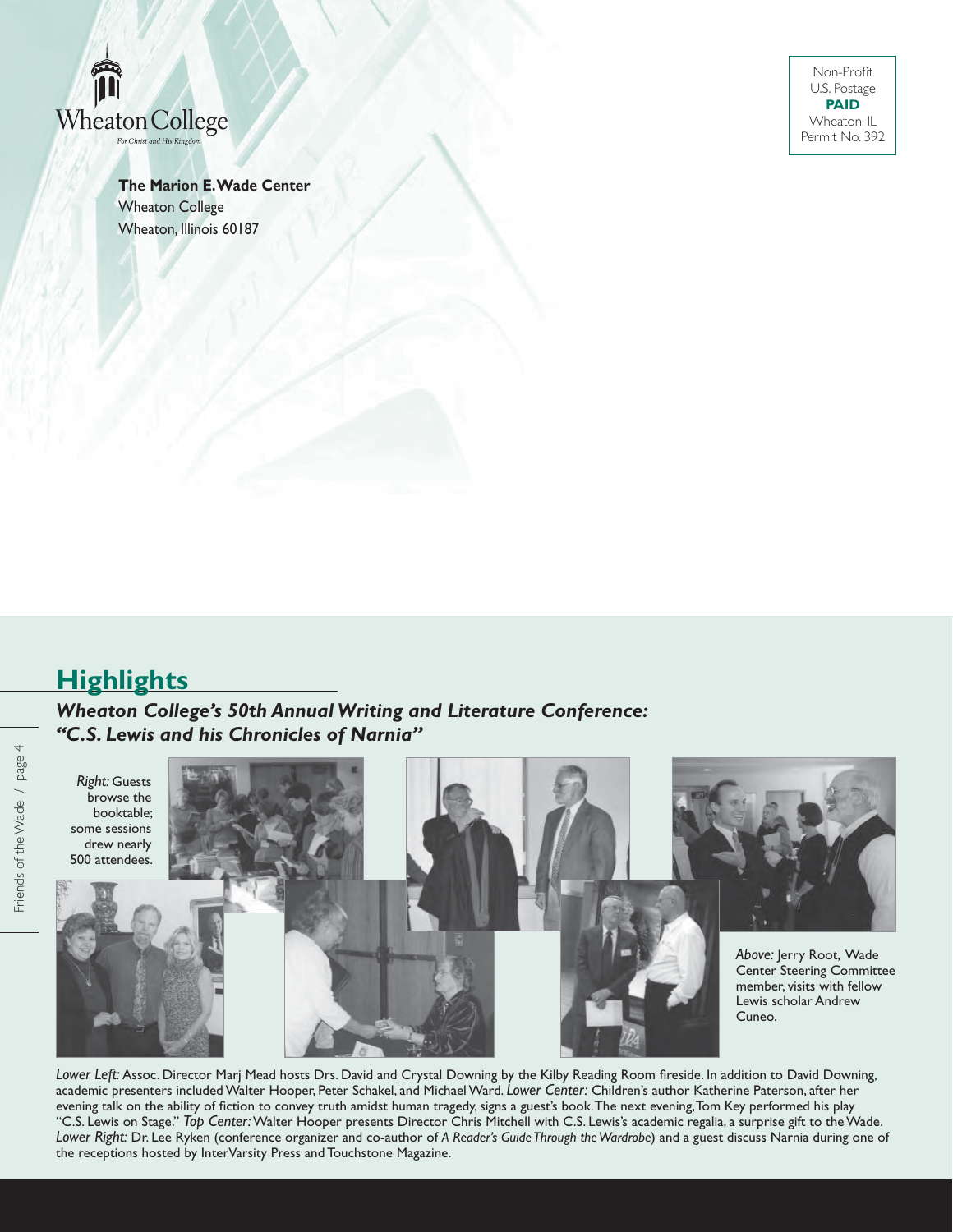Wheaton College

For Christ and His Kingdom

**The Marion E. Wade Center**
Wheaton College
Wheaton, Illinois 60187

Non-Profit
U.S. Postage
**PAID**
Wheaton, IL
Permit No. 392

## Highlights

### *Wheaton College's 50th Annual Writing and Literature Conference: "C.S. Lewis and his Chronicles of Narnia"*

*Right:* Guests browse the booktable; some sessions drew nearly 500 attendees.

*Above:* Jerry Root, Wade Center Steering Committee member, visits with fellow Lewis scholar Andrew Cuneo.

*Lower Left:* Assoc. Director Marj Mead hosts Drs. David and Crystal Downing by the Kilby Reading Room fireside. In addition to David Downing, academic presenters included Walter Hooper, Peter Schakel, and Michael Ward. *Lower Center:* Children's author Katherine Paterson, after her evening talk on the ability of fiction to convey truth amidst human tragedy, signs a guest's book. The next evening, Tom Key performed his play "C.S. Lewis on Stage." *Top Center:* Walter Hooper presents Director Chris Mitchell with C.S. Lewis's academic regalia, a surprise gift to the Wade. *Lower Right:* Dr. Lee Ryken (conference organizer and co-author of *A Reader's Guide Through the Wardrobe*) and a guest discuss Narnia during one of the receptions hosted by InterVarsity Press and Touchstone Magazine.